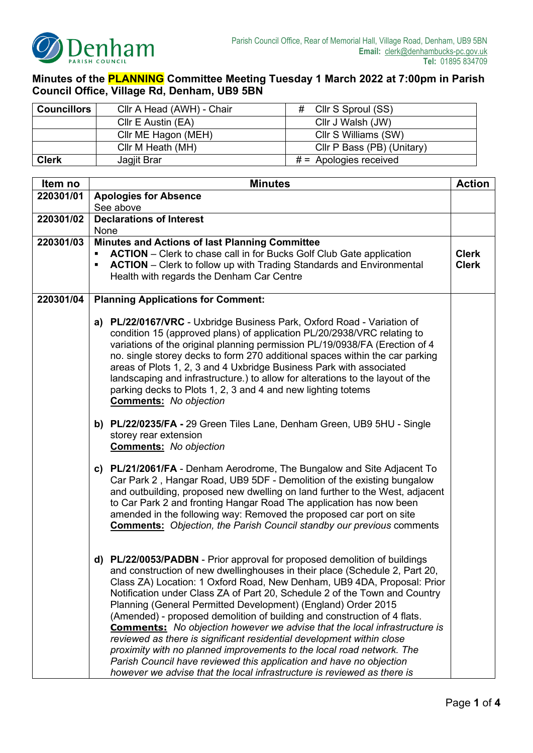Parish Council Office, Rear of Memorial Hall, Village Road, Denham, UB9 5BN
**Email:** clerk@denhambucks-pc.gov.uk
**Tel:** 01895 834709

# Minutes of the PLANNING Committee Meeting Tuesday 1 March 2022 at 7:00pm in Parish Council Office, Village Rd, Denham, UB9 5BN

| Councillors | Cllr A Head (AWH) - Chair | # Cllr S Sproul (SS) |
|---|---|---|
| | Cllr E Austin (EA) | Cllr J Walsh (JW) |
| | Cllr ME Hagon (MEH) | Cllr S Williams (SW) |
| | Cllr M Heath (MH) | Cllr P Bass (PB) (Unitary) |
| Clerk | Jagjit Brar | # = Apologies received |

| Item no | Minutes | Action |
|---|---|---|
| 220301/01 | **Apologies for Absence**<br>See above | |
| 220301/02 | **Declarations of Interest**<br>None | |
| 220301/03 | **Minutes and Actions of last Planning Committee**<br>▪ **ACTION** – Clerk to chase call in for Bucks Golf Club Gate application<br>▪ **ACTION** – Clerk to follow up with Trading Standards and Environmental Health with regards the Denham Car Centre | **Clerk**<br>**Clerk** |
| 220301/04 | **Planning Applications for Comment:**<br><br>**a) PL/22/0167/VRC** - Uxbridge Business Park, Oxford Road - Variation of condition 15 (approved plans) of application PL/20/2938/VRC relating to variations of the original planning permission PL/19/0938/FA (Erection of 4 no. single storey decks to form 270 additional spaces within the car parking areas of Plots 1, 2, 3 and 4 Uxbridge Business Park with associated landscaping and infrastructure.) to allow for alterations to the layout of the parking decks to Plots 1, 2, 3 and 4 and new lighting totems<br>**Comments:** *No objection*<br><br>**b) PL/22/0235/FA -** 29 Green Tiles Lane, Denham Green, UB9 5HU - Single storey rear extension<br>**Comments:** *No objection*<br><br>**c) PL/21/2061/FA** - Denham Aerodrome, The Bungalow and Site Adjacent To Car Park 2 , Hangar Road, UB9 5DF - Demolition of the existing bungalow and outbuilding, proposed new dwelling on land further to the West, adjacent to Car Park 2 and fronting Hangar Road The application has now been amended in the following way: Removed the proposed car port on site<br>**Comments:** *Objection, the Parish Council standby our previous* comments<br><br>**d) PL/22/0053/PADBN** - Prior approval for proposed demolition of buildings and construction of new dwellinghouses in their place (Schedule 2, Part 20, Class ZA) Location: 1 Oxford Road, New Denham, UB9 4DA, Proposal: Prior Notification under Class ZA of Part 20, Schedule 2 of the Town and Country Planning (General Permitted Development) (England) Order 2015 (Amended) - proposed demolition of building and construction of 4 flats.<br>**Comments:** *No objection however we advise that the local infrastructure is reviewed as there is significant residential development within close proximity with no planned improvements to the local road network. The Parish Council have reviewed this application and have no objection however we advise that the local infrastructure is reviewed as there is* | |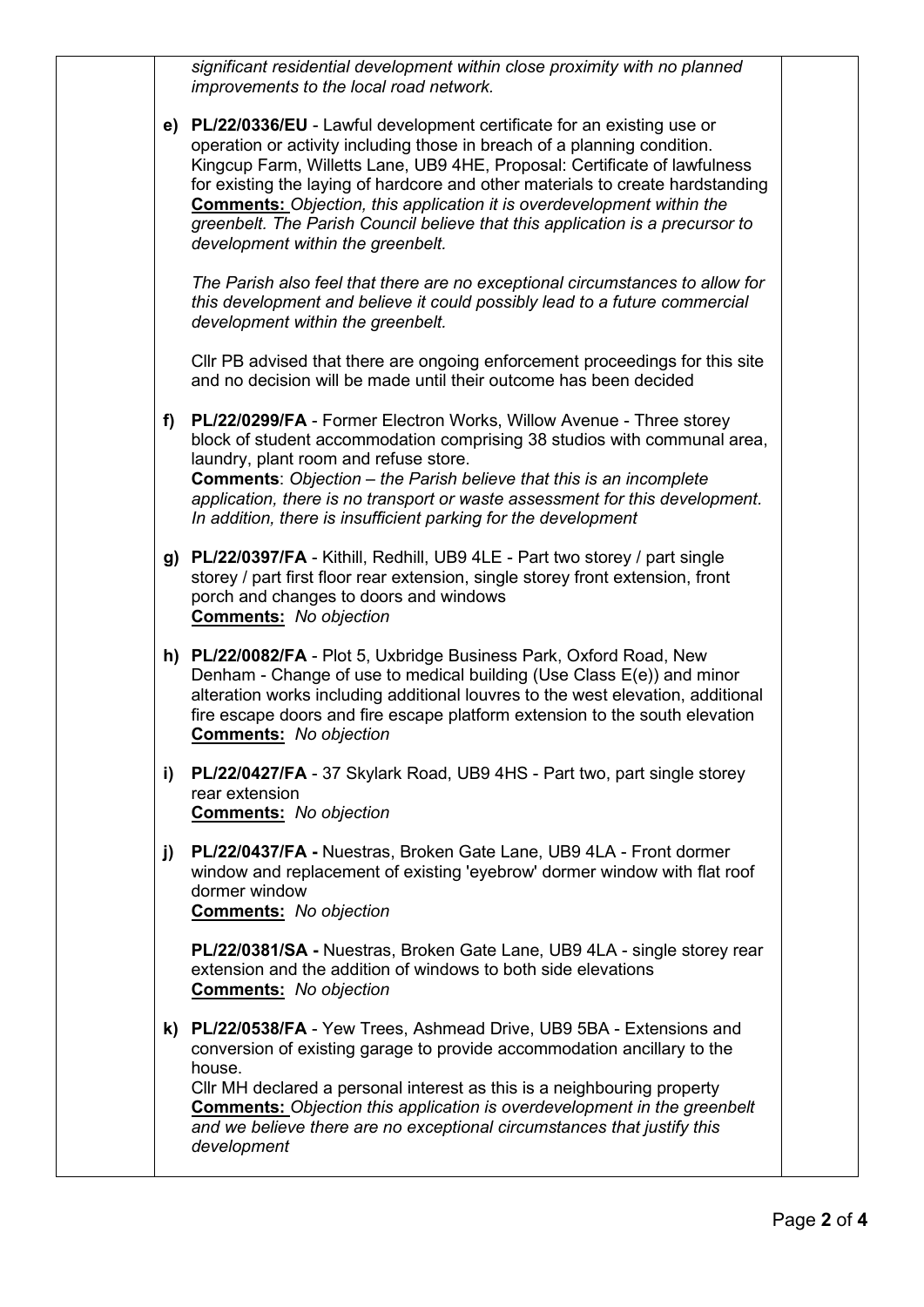*significant residential development within close proximity with no planned improvements to the local road network.*

e) **PL/22/0336/EU** - Lawful development certificate for an existing use or operation or activity including those in breach of a planning condition. Kingcup Farm, Willetts Lane, UB9 4HE, Proposal: Certificate of lawfulness for existing the laying of hardcore and other materials to create hardstanding
**Comments:** *Objection, this application it is overdevelopment within the greenbelt. The Parish Council believe that this application is a precursor to development within the greenbelt.*

*The Parish also feel that there are no exceptional circumstances to allow for this development and believe it could possibly lead to a future commercial development within the greenbelt.*

Cllr PB advised that there are ongoing enforcement proceedings for this site and no decision will be made until their outcome has been decided

f) **PL/22/0299/FA** - Former Electron Works, Willow Avenue - Three storey block of student accommodation comprising 38 studios with communal area, laundry, plant room and refuse store.
**Comments**: *Objection – the Parish believe that this is an incomplete application, there is no transport or waste assessment for this development. In addition, there is insufficient parking for the development*

g) **PL/22/0397/FA** - Kithill, Redhill, UB9 4LE - Part two storey / part single storey / part first floor rear extension, single storey front extension, front porch and changes to doors and windows
**Comments:** *No objection*

h) **PL/22/0082/FA** - Plot 5, Uxbridge Business Park, Oxford Road, New Denham - Change of use to medical building (Use Class E(e)) and minor alteration works including additional louvres to the west elevation, additional fire escape doors and fire escape platform extension to the south elevation
**Comments:** *No objection*

i) **PL/22/0427/FA** - 37 Skylark Road, UB9 4HS - Part two, part single storey rear extension
**Comments:** *No objection*

j) **PL/22/0437/FA -** Nuestras, Broken Gate Lane, UB9 4LA - Front dormer window and replacement of existing 'eyebrow' dormer window with flat roof dormer window
**Comments:** *No objection*

**PL/22/0381/SA -** Nuestras, Broken Gate Lane, UB9 4LA - single storey rear extension and the addition of windows to both side elevations
**Comments:** *No objection*

k) **PL/22/0538/FA** - Yew Trees, Ashmead Drive, UB9 5BA - Extensions and conversion of existing garage to provide accommodation ancillary to the house.
Cllr MH declared a personal interest as this is a neighbouring property
**Comments:** *Objection this application is overdevelopment in the greenbelt and we believe there are no exceptional circumstances that justify this development*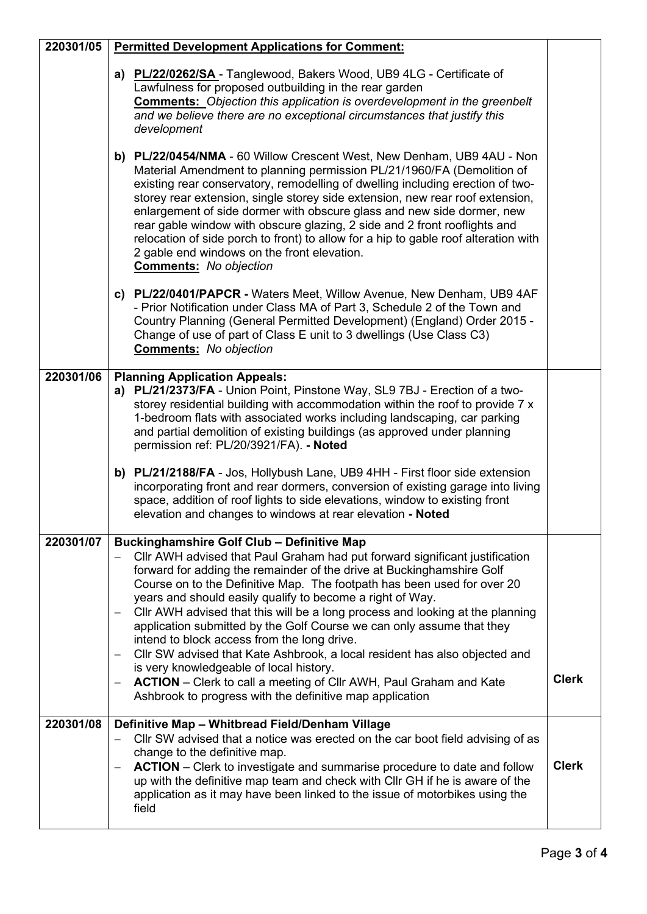| | | |
|---|---|---|
| 220301/05 | **Permitted Development Applications for Comment:**<br><br>a) **PL/22/0262/SA** - Tanglewood, Bakers Wood, UB9 4LG - Certificate of Lawfulness for proposed outbuilding in the rear garden<br>**Comments:** *Objection this application is overdevelopment in the greenbelt and we believe there are no exceptional circumstances that justify this development*<br><br>b) **PL/22/0454/NMA** - 60 Willow Crescent West, New Denham, UB9 4AU - Non Material Amendment to planning permission PL/21/1960/FA (Demolition of existing rear conservatory, remodelling of dwelling including erection of two-storey rear extension, single storey side extension, new rear roof extension, enlargement of side dormer with obscure glass and new side dormer, new rear gable window with obscure glazing, 2 side and 2 front rooflights and relocation of side porch to front) to allow for a hip to gable roof alteration with 2 gable end windows on the front elevation.<br>**Comments:** *No objection*<br><br>c) **PL/22/0401/PAPCR -** Waters Meet, Willow Avenue, New Denham, UB9 4AF - Prior Notification under Class MA of Part 3, Schedule 2 of the Town and Country Planning (General Permitted Development) (England) Order 2015 - Change of use of part of Class E unit to 3 dwellings (Use Class C3)<br>**Comments:** *No objection* | |
| 220301/06 | **Planning Application Appeals:**<br>a) **PL/21/2373/FA** - Union Point, Pinstone Way, SL9 7BJ - Erection of a two-storey residential building with accommodation within the roof to provide 7 x 1-bedroom flats with associated works including landscaping, car parking and partial demolition of existing buildings (as approved under planning permission ref: PL/20/3921/FA). **- Noted**<br><br>b) **PL/21/2188/FA** - Jos, Hollybush Lane, UB9 4HH - First floor side extension incorporating front and rear dormers, conversion of existing garage into living space, addition of roof lights to side elevations, window to existing front elevation and changes to windows at rear elevation **- Noted** | |
| 220301/07 | **Buckinghamshire Golf Club – Definitive Map**<br>– Cllr AWH advised that Paul Graham had put forward significant justification forward for adding the remainder of the drive at Buckinghamshire Golf Course on to the Definitive Map. The footpath has been used for over 20 years and should easily qualify to become a right of Way.<br>– Cllr AWH advised that this will be a long process and looking at the planning application submitted by the Golf Course we can only assume that they intend to block access from the long drive.<br>– Cllr SW advised that Kate Ashbrook, a local resident has also objected and is very knowledgeable of local history.<br>– **ACTION** – Clerk to call a meeting of Cllr AWH, Paul Graham and Kate Ashbrook to progress with the definitive map application | **Clerk** |
| 220301/08 | **Definitive Map – Whitbread Field/Denham Village**<br>– Cllr SW advised that a notice was erected on the car boot field advising of as change to the definitive map.<br>– **ACTION** – Clerk to investigate and summarise procedure to date and follow up with the definitive map team and check with Cllr GH if he is aware of the application as it may have been linked to the issue of motorbikes using the field | **Clerk** |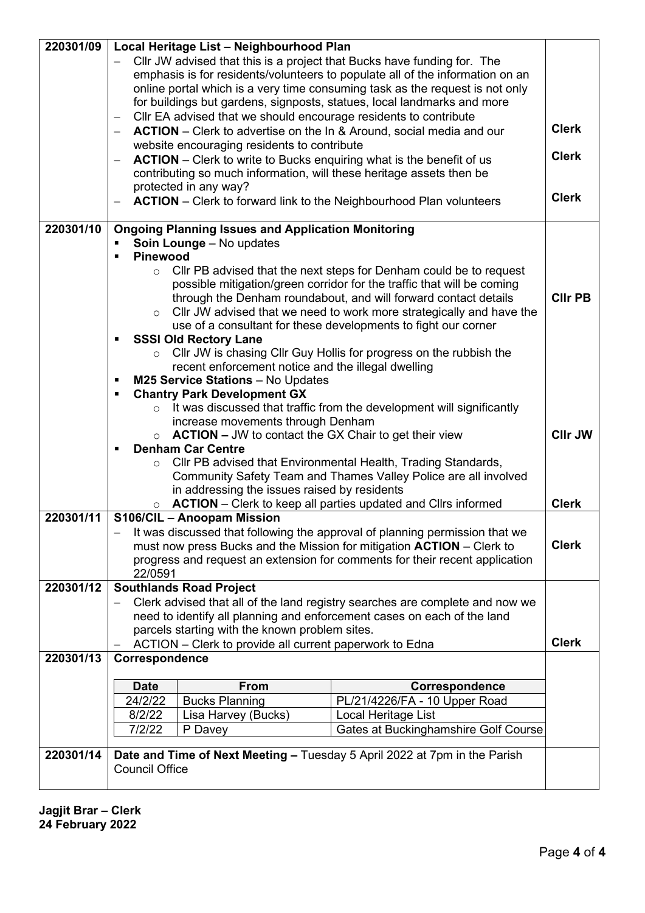| | | |
|---|---|---|
| 220301/09 | **Local Heritage List – Neighbourhood Plan**<br>– Cllr JW advised that this is a project that Bucks have funding for. The emphasis is for residents/volunteers to populate all of the information on an online portal which is a very time consuming task as the request is not only for buildings but gardens, signposts, statues, local landmarks and more<br>– Cllr EA advised that we should encourage residents to contribute<br>– **ACTION** – Clerk to advertise on the In & Around, social media and our website encouraging residents to contribute<br>– **ACTION** – Clerk to write to Bucks enquiring what is the benefit of us contributing so much information, will these heritage assets then be protected in any way?<br>– **ACTION** – Clerk to forward link to the Neighbourhood Plan volunteers | **Clerk**<br>**Clerk**<br>**Clerk** |
| 220301/10 | **Ongoing Planning Issues and Application Monitoring**<br>▪ **Soin Lounge** – No updates<br>▪ **Pinewood**<br>○ Cllr PB advised that the next steps for Denham could be to request possible mitigation/green corridor for the traffic that will be coming through the Denham roundabout, and will forward contact details<br>○ Cllr JW advised that we need to work more strategically and have the use of a consultant for these developments to fight our corner<br>▪ **SSSI Old Rectory Lane**<br>○ Cllr JW is chasing Cllr Guy Hollis for progress on the rubbish the recent enforcement notice and the illegal dwelling<br>▪ **M25 Service Stations** – No Updates<br>▪ **Chantry Park Development GX**<br>○ It was discussed that traffic from the development will significantly increase movements through Denham<br>○ **ACTION –** JW to contact the GX Chair to get their view<br>▪ **Denham Car Centre**<br>○ Cllr PB advised that Environmental Health, Trading Standards, Community Safety Team and Thames Valley Police are all involved in addressing the issues raised by residents<br>○ **ACTION** – Clerk to keep all parties updated and Cllrs informed | **Cllr PB**<br>**Cllr JW**<br>**Clerk** |
| 220301/11 | **S106/CIL – Anoopam Mission**<br>– It was discussed that following the approval of planning permission that we must now press Bucks and the Mission for mitigation **ACTION** – Clerk to progress and request an extension for comments for their recent application 22/0591 | **Clerk** |
| 220301/12 | **Southlands Road Project**<br>– Clerk advised that all of the land registry searches are complete and now we need to identify all planning and enforcement cases on each of the land parcels starting with the known problem sites.<br>– ACTION – Clerk to provide all current paperwork to Edna | **Clerk** |
| 220301/13 | **Correspondence** | |
| 220301/14 | **Date and Time of Next Meeting –** Tuesday 5 April 2022 at 7pm in the Parish Council Office | |

**Correspondence**

| Date | From | Correspondence |
|---|---|---|
| 24/2/22 | Bucks Planning | PL/21/4226/FA - 10 Upper Road |
| 8/2/22 | Lisa Harvey (Bucks) | Local Heritage List |
| 7/2/22 | P Davey | Gates at Buckinghamshire Golf Course |

**Jagjit Brar – Clerk**
**24 February 2022**